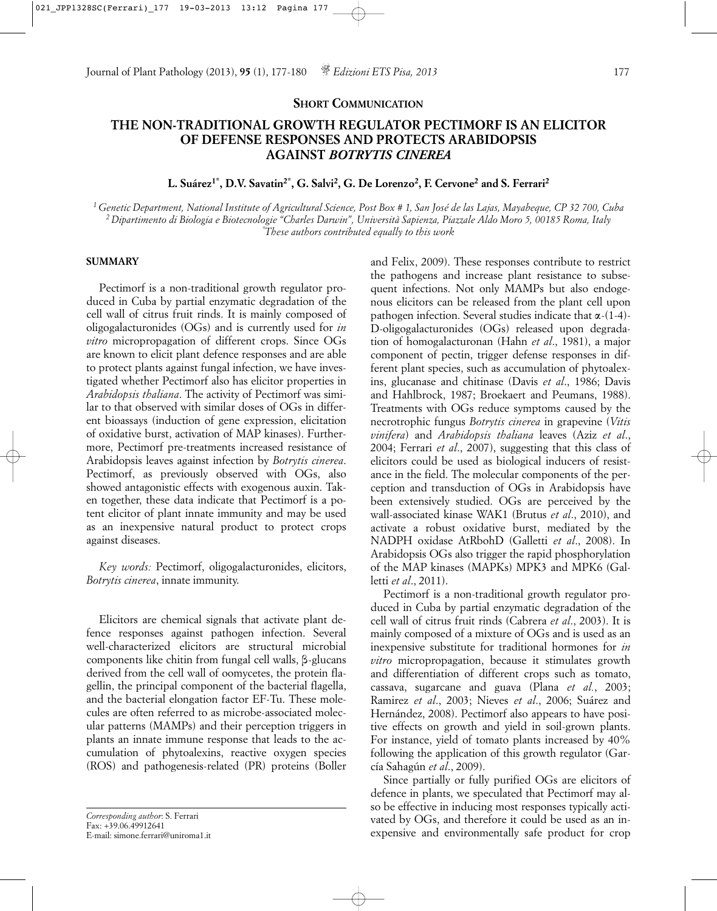**SHORT COMMUNICATION**

# THE NON-TRADITIONAL GROWTH REGULATOR PECTIMORF IS AN ELICITOR OF DEFENSE RESPONSES AND PROTECTS ARABIDOPSIS AGAINST *BOTRYTIS CINEREA*

**L. Suárez[1*], D.V. Savatin[2*], G. Salvi[2], G. De Lorenzo[2], F. Cervone[2] and S. Ferrari[2]**

*[1] Genetic Department, National Institute of Agricultural Science, Post Box # 1, San José de las Lajas, Mayabeque, CP 32 700, Cuba*
*[2] Dipartimento di Biologia e Biotecnologie "Charles Darwin", Università Sapienza, Piazzale Aldo Moro 5, 00185 Roma, Italy*
*[*]These authors contributed equally to this work*

## SUMMARY

Pectimorf is a non-traditional growth regulator produced in Cuba by partial enzymatic degradation of the cell wall of citrus fruit rinds. It is mainly composed of oligogalacturonides (OGs) and is currently used for *in vitro* micropropagation of different crops. Since OGs are known to elicit plant defence responses and are able to protect plants against fungal infection, we have investigated whether Pectimorf also has elicitor properties in *Arabidopsis thaliana*. The activity of Pectimorf was similar to that observed with similar doses of OGs in different bioassays (induction of gene expression, elicitation of oxidative burst, activation of MAP kinases). Furthermore, Pectimorf pre-treatments increased resistance of Arabidopsis leaves against infection by *Botrytis cinerea*. Pectimorf, as previously observed with OGs, also showed antagonistic effects with exogenous auxin. Taken together, these data indicate that Pectimorf is a potent elicitor of plant innate immunity and may be used as an inexpensive natural product to protect crops against diseases.

*Key words:* Pectimorf, oligogalacturonides, elicitors, *Botrytis cinerea*, innate immunity.

Elicitors are chemical signals that activate plant defence responses against pathogen infection. Several well-characterized elicitors are structural microbial components like chitin from fungal cell walls, β-glucans derived from the cell wall of oomycetes, the protein flagellin, the principal component of the bacterial flagella, and the bacterial elongation factor EF-Tu. These molecules are often referred to as microbe-associated molecular patterns (MAMPs) and their perception triggers in plants an innate immune response that leads to the accumulation of phytoalexins, reactive oxygen species (ROS) and pathogenesis-related (PR) proteins (Boller and Felix, 2009). These responses contribute to restrict the pathogens and increase plant resistance to subsequent infections. Not only MAMPs but also endogenous elicitors can be released from the plant cell upon pathogen infection. Several studies indicate that α-(1-4)-D-oligogalacturonides (OGs) released upon degradation of homogalacturonan (Hahn *et al*., 1981), a major component of pectin, trigger defense responses in different plant species, such as accumulation of phytoalexins, glucanase and chitinase (Davis *et al*., 1986; Davis and Hahlbrock, 1987; Broekaert and Peumans, 1988). Treatments with OGs reduce symptoms caused by the necrotrophic fungus *Botrytis cinerea* in grapevine (*Vitis vinifera*) and *Arabidopsis thaliana* leaves (Aziz *et al*., 2004; Ferrari *et al*., 2007), suggesting that this class of elicitors could be used as biological inducers of resistance in the field. The molecular components of the perception and transduction of OGs in Arabidopsis have been extensively studied. OGs are perceived by the wall-associated kinase WAK1 (Brutus *et al*., 2010), and activate a robust oxidative burst, mediated by the NADPH oxidase AtRbohD (Galletti *et al*., 2008). In Arabidopsis OGs also trigger the rapid phosphorylation of the MAP kinases (MAPKs) MPK3 and MPK6 (Galletti *et al*., 2011).

Pectimorf is a non-traditional growth regulator produced in Cuba by partial enzymatic degradation of the cell wall of citrus fruit rinds (Cabrera *et al*., 2003). It is mainly composed of a mixture of OGs and is used as an inexpensive substitute for traditional hormones for *in vitro* micropropagation, because it stimulates growth and differentiation of different crops such as tomato, cassava, sugarcane and guava (Plana *et al.*, 2003; Ramirez *et al*., 2003; Nieves *et al*., 2006; Suárez and Hernández, 2008). Pectimorf also appears to have positive effects on growth and yield in soil-grown plants. For instance, yield of tomato plants increased by 40% following the application of this growth regulator (García Sahagún *et al*., 2009).

Since partially or fully purified OGs are elicitors of defence in plants, we speculated that Pectimorf may also be effective in inducing most responses typically activated by OGs, and therefore it could be used as an inexpensive and environmentally safe product for crop

*Corresponding author*: S. Ferrari
Fax: +39.06.49912641
E-mail: simone.ferrari@uniroma1.it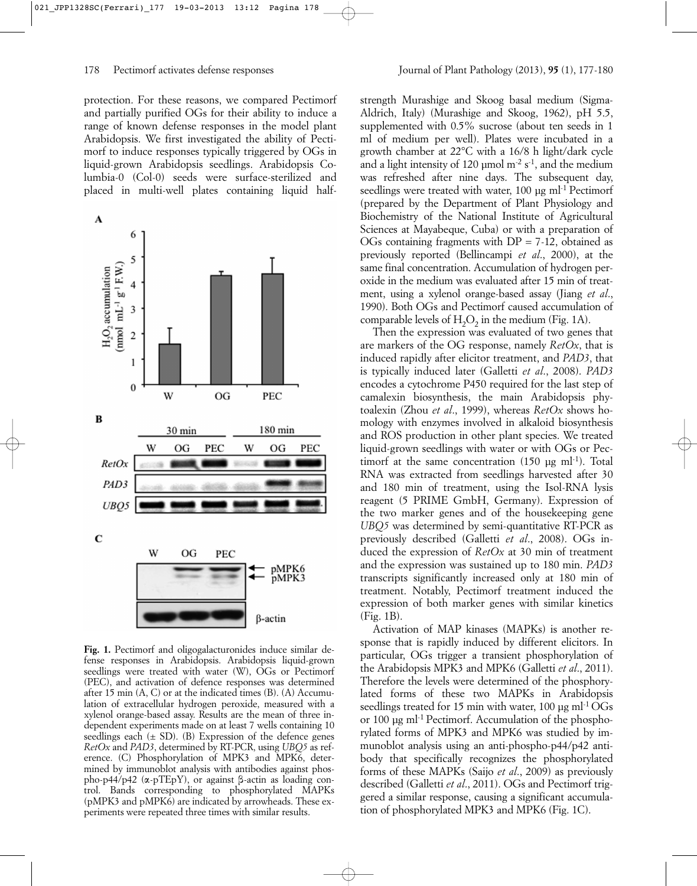protection. For these reasons, we compared Pectimorf and partially purified OGs for their ability to induce a range of known defense responses in the model plant Arabidopsis. We first investigated the ability of Pectimorf to induce responses typically triggered by OGs in liquid-grown Arabidopsis seedlings. Arabidopsis Columbia-0 (Col-0) seeds were surface-sterilized and placed in multi-well plates containing liquid half-strength Murashige and Skoog basal medium (Sigma-Aldrich, Italy) (Murashige and Skoog, 1962), pH 5.5, supplemented with 0.5% sucrose (about ten seeds in 1 ml of medium per well). Plates were incubated in a growth chamber at 22°C with a 16/8 h light/dark cycle and a light intensity of 120 µmol m$^{-2}$ s$^{-1}$, and the medium was refreshed after nine days. The subsequent day, seedlings were treated with water, 100 µg ml$^{-1}$ Pectimorf (prepared by the Department of Plant Physiology and Biochemistry of the National Institute of Agricultural Sciences at Mayabeque, Cuba) or with a preparation of OGs containing fragments with DP = 7-12, obtained as previously reported (Bellincampi *et al*., 2000), at the same final concentration. Accumulation of hydrogen peroxide in the medium was evaluated after 15 min of treatment, using a xylenol orange-based assay (Jiang *et al*., 1990). Both OGs and Pectimorf caused accumulation of comparable levels of $H_2O_2$ in the medium (Fig. 1A).

Then the expression was evaluated of two genes that are markers of the OG response, namely *RetOx*, that is induced rapidly after elicitor treatment, and *PAD3*, that is typically induced later (Galletti *et al*., 2008). *PAD3* encodes a cytochrome P450 required for the last step of camalexin biosynthesis, the main Arabidopsis phytoalexin (Zhou *et al*., 1999), whereas *RetOx* shows homology with enzymes involved in alkaloid biosynthesis and ROS production in other plant species. We treated liquid-grown seedlings with water or with OGs or Pectimorf at the same concentration (150 µg ml$^{-1}$). Total RNA was extracted from seedlings harvested after 30 and 180 min of treatment, using the Isol-RNA lysis reagent (5 PRIME GmbH, Germany). Expression of the two marker genes and of the housekeeping gene *UBQ5* was determined by semi-quantitative RT-PCR as previously described (Galletti *et al*., 2008). OGs induced the expression of *RetOx* at 30 min of treatment and the expression was sustained up to 180 min. *PAD3* transcripts significantly increased only at 180 min of treatment. Notably, Pectimorf treatment induced the expression of both marker genes with similar kinetics (Fig. 1B).

Activation of MAP kinases (MAPKs) is another response that is rapidly induced by different elicitors. In particular, OGs trigger a transient phosphorylation of the Arabidopsis MPK3 and MPK6 (Galletti *et al*., 2011). Therefore the levels were determined of the phosphorylated forms of these two MAPKs in Arabidopsis seedlings treated for 15 min with water, 100 µg ml$^{-1}$ OGs or 100 µg ml$^{-1}$ Pectimorf. Accumulation of the phosphorylated forms of MPK3 and MPK6 was studied by immunoblot analysis using an anti-phospho-p44/p42 antibody that specifically recognizes the phosphorylated forms of these MAPKs (Saijo *et al*., 2009) as previously described (Galletti *et al*., 2011). OGs and Pectimorf triggered a similar response, causing a significant accumulation of phosphorylated MPK3 and MPK6 (Fig. 1C).

**Fig. 1.** Pectimorf and oligogalacturonides induce similar defense responses in Arabidopsis. Arabidopsis liquid-grown seedlings were treated with water (W), OGs or Pectimorf (PEC), and activation of defence responses was determined after 15 min (A, C) or at the indicated times (B). (A) Accumulation of extracellular hydrogen peroxide, measured with a xylenol orange-based assay. Results are the mean of three independent experiments made on at least 7 wells containing 10 seedlings each (± SD). (B) Expression of the defence genes *RetOx* and *PAD3*, determined by RT-PCR, using *UBQ5* as reference. (C) Phosphorylation of MPK3 and MPK6, determined by immunoblot analysis with antibodies against phospho-p44/p42 (α-pTEpY), or against β-actin as loading control. Bands corresponding to phosphorylated MAPKs (pMPK3 and pMPK6) are indicated by arrowheads. These experiments were repeated three times with similar results.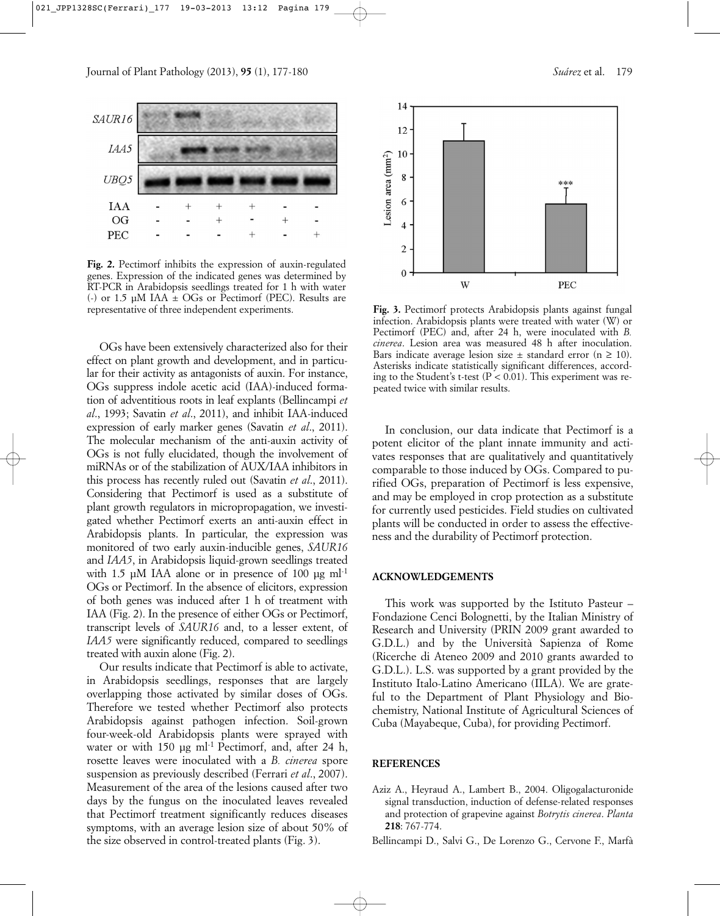**Fig. 2.** Pectimorf inhibits the expression of auxin-regulated genes. Expression of the indicated genes was determined by RT-PCR in Arabidopsis seedlings treated for 1 h with water (-) or 1.5 µM IAA ± OGs or Pectimorf (PEC). Results are representative of three independent experiments.

OGs have been extensively characterized also for their effect on plant growth and development, and in particular for their activity as antagonists of auxin. For instance, OGs suppress indole acetic acid (IAA)-induced formation of adventitious roots in leaf explants (Bellincampi *et al*., 1993; Savatin *et al*., 2011), and inhibit IAA-induced expression of early marker genes (Savatin *et al*., 2011). The molecular mechanism of the anti-auxin activity of OGs is not fully elucidated, though the involvement of miRNAs or of the stabilization of AUX/IAA inhibitors in this process has recently ruled out (Savatin *et al*., 2011). Considering that Pectimorf is used as a substitute of plant growth regulators in micropropagation, we investigated whether Pectimorf exerts an anti-auxin effect in Arabidopsis plants. In particular, the expression was monitored of two early auxin-inducible genes, *SAUR16* and *IAA5*, in Arabidopsis liquid-grown seedlings treated with 1.5 µM IAA alone or in presence of 100 µg ml$^{-1}$ OGs or Pectimorf. In the absence of elicitors, expression of both genes was induced after 1 h of treatment with IAA (Fig. 2). In the presence of either OGs or Pectimorf, transcript levels of *SAUR16* and, to a lesser extent, of *IAA5* were significantly reduced, compared to seedlings treated with auxin alone (Fig. 2).

Our results indicate that Pectimorf is able to activate, in Arabidopsis seedlings, responses that are largely overlapping those activated by similar doses of OGs. Therefore we tested whether Pectimorf also protects Arabidopsis against pathogen infection. Soil-grown four-week-old Arabidopsis plants were sprayed with water or with 150 µg ml$^{-1}$ Pectimorf, and, after 24 h, rosette leaves were inoculated with a *B. cinerea* spore suspension as previously described (Ferrari *et al*., 2007). Measurement of the area of the lesions caused after two days by the fungus on the inoculated leaves revealed that Pectimorf treatment significantly reduces diseases symptoms, with an average lesion size of about 50% of the size observed in control-treated plants (Fig. 3).

**Fig. 3.** Pectimorf protects Arabidopsis plants against fungal infection. Arabidopsis plants were treated with water (W) or Pectimorf (PEC) and, after 24 h, were inoculated with *B. cinerea*. Lesion area was measured 48 h after inoculation. Bars indicate average lesion size ± standard error ($n \geq 10$). Asterisks indicate statistically significant differences, according to the Student's t-test ($P < 0.01$). This experiment was repeated twice with similar results.

In conclusion, our data indicate that Pectimorf is a potent elicitor of the plant innate immunity and activates responses that are qualitatively and quantitatively comparable to those induced by OGs. Compared to purified OGs, preparation of Pectimorf is less expensive, and may be employed in crop protection as a substitute for currently used pesticides. Field studies on cultivated plants will be conducted in order to assess the effectiveness and the durability of Pectimorf protection.

## ACKNOWLEDGEMENTS

This work was supported by the Istituto Pasteur – Fondazione Cenci Bolognetti, by the Italian Ministry of Research and University (PRIN 2009 grant awarded to G.D.L.) and by the Università Sapienza of Rome (Ricerche di Ateneo 2009 and 2010 grants awarded to G.D.L.). L.S. was supported by a grant provided by the Instituto Italo-Latino Americano (IILA). We are grateful to the Department of Plant Physiology and Biochemistry, National Institute of Agricultural Sciences of Cuba (Mayabeque, Cuba), for providing Pectimorf.

## REFERENCES

Aziz A., Heyraud A., Lambert B., 2004. Oligogalacturonide signal transduction, induction of defense-related responses and protection of grapevine against *Botrytis cinerea*. *Planta* **218**: 767-774.

Bellincampi D., Salvi G., De Lorenzo G., Cervone F., Marfà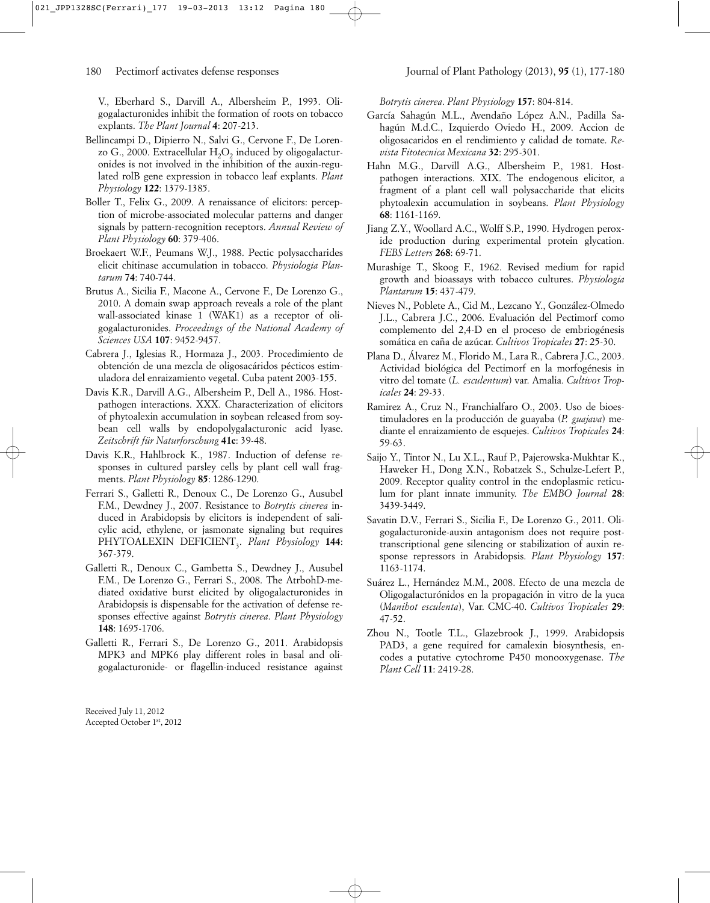V., Eberhard S., Darvill A., Albersheim P., 1993. Oligogalacturonides inhibit the formation of roots on tobacco explants. *The Plant Journal* **4**: 207-213.

Bellincampi D., Dipierro N., Salvi G., Cervone F., De Lorenzo G., 2000. Extracellular $H_2O_2$ induced by oligogalacturonides is not involved in the inhibition of the auxin-regulated rolB gene expression in tobacco leaf explants. *Plant Physiology* **122**: 1379-1385.

Boller T., Felix G., 2009. A renaissance of elicitors: perception of microbe-associated molecular patterns and danger signals by pattern-recognition receptors. *Annual Review of Plant Physiology* **60**: 379-406.

Broekaert W.F., Peumans W.J., 1988. Pectic polysaccharides elicit chitinase accumulation in tobacco. *Physiologia Plantarum* **74**: 740-744.

Brutus A., Sicilia F., Macone A., Cervone F., De Lorenzo G., 2010. A domain swap approach reveals a role of the plant wall-associated kinase 1 (WAK1) as a receptor of oligogalacturonides. *Proceedings of the National Academy of Sciences USA* **107**: 9452-9457.

Cabrera J., Iglesias R., Hormaza J., 2003. Procedimiento de obtención de una mezcla de oligosacáridos pécticos estimuladora del enraizamiento vegetal. Cuba patent 2003-155.

Davis K.R., Darvill A.G., Albersheim P., Dell A., 1986. Host-pathogen interactions. XXX. Characterization of elicitors of phytoalexin accumulation in soybean released from soybean cell walls by endopolygalacturonic acid lyase. *Zeitschrift für Naturforschung* **41c**: 39-48.

Davis K.R., Hahlbrock K., 1987. Induction of defense responses in cultured parsley cells by plant cell wall fragments. *Plant Physiology* **85**: 1286-1290.

Ferrari S., Galletti R., Denoux C., De Lorenzo G., Ausubel F.M., Dewdney J., 2007. Resistance to *Botrytis cinerea* induced in Arabidopsis by elicitors is independent of salicylic acid, ethylene, or jasmonate signaling but requires PHYTOALEXIN DEFICIENT$_3$. *Plant Physiology* **144**: 367-379.

Galletti R., Denoux C., Gambetta S., Dewdney J., Ausubel F.M., De Lorenzo G., Ferrari S., 2008. The AtrbohD-mediated oxidative burst elicited by oligogalacturonides in Arabidopsis is dispensable for the activation of defense responses effective against *Botrytis cinerea*. *Plant Physiology* **148**: 1695-1706.

Galletti R., Ferrari S., De Lorenzo G., 2011. Arabidopsis MPK3 and MPK6 play different roles in basal and oligogalacturonide- or flagellin-induced resistance against *Botrytis cinerea*. *Plant Physiology* **157**: 804-814.

García Sahagún M.L., Avendaño López A.N., Padilla Sahagún M.d.C., Izquierdo Oviedo H., 2009. Accion de oligosacaridos en el rendimiento y calidad de tomate. *Revista Fitotecnica Mexicana* **32**: 295-301.

Hahn M.G., Darvill A.G., Albersheim P., 1981. Host-pathogen interactions. XIX. The endogenous elicitor, a fragment of a plant cell wall polysaccharide that elicits phytoalexin accumulation in soybeans. *Plant Physiology* **68**: 1161-1169.

Jiang Z.Y., Woollard A.C., Wolff S.P., 1990. Hydrogen peroxide production during experimental protein glycation. *FEBS Letters* **268**: 69-71.

Murashige T., Skoog F., 1962. Revised medium for rapid growth and bioassays with tobacco cultures. *Physiologia Plantarum* **15**: 437-479.

Nieves N., Poblete A., Cid M., Lezcano Y., González-Olmedo J.L., Cabrera J.C., 2006. Evaluación del Pectimorf como complemento del 2,4-D en el proceso de embriogénesis somática en caña de azúcar. *Cultivos Tropicales* **27**: 25-30.

Plana D., Álvarez M., Florido M., Lara R., Cabrera J.C., 2003. Actividad biológica del Pectimorf en la morfogénesis in vitro del tomate (*L. esculentum*) var. Amalia. *Cultivos Tropicales* **24**: 29-33.

Ramirez A., Cruz N., Franchialfaro O., 2003. Uso de bioestimuladores en la producción de guayaba (*P. guajava*) mediante el enraizamiento de esquejes. *Cultivos Tropicales* **24**: 59-63.

Saijo Y., Tintor N., Lu X.L., Rauf P., Pajerowska-Mukhtar K., Haweker H., Dong X.N., Robatzek S., Schulze-Lefert P., 2009. Receptor quality control in the endoplasmic reticulum for plant innate immunity. *The EMBO Journal* **28**: 3439-3449.

Savatin D.V., Ferrari S., Sicilia F., De Lorenzo G., 2011. Oligogalacturonide-auxin antagonism does not require post-transcriptional gene silencing or stabilization of auxin response repressors in Arabidopsis. *Plant Physiology* **157**: 1163-1174.

Suárez L., Hernández M.M., 2008. Efecto de una mezcla de Oligogalacturónidos en la propagación in vitro de la yuca (*Manihot esculenta*), Var. CMC-40. *Cultivos Tropicales* **29**: 47-52.

Zhou N., Tootle T.L., Glazebrook J., 1999. Arabidopsis PAD3, a gene required for camalexin biosynthesis, encodes a putative cytochrome P450 monooxygenase. *The Plant Cell* **11**: 2419-28.

Received July 11, 2012
Accepted October 1st, 2012